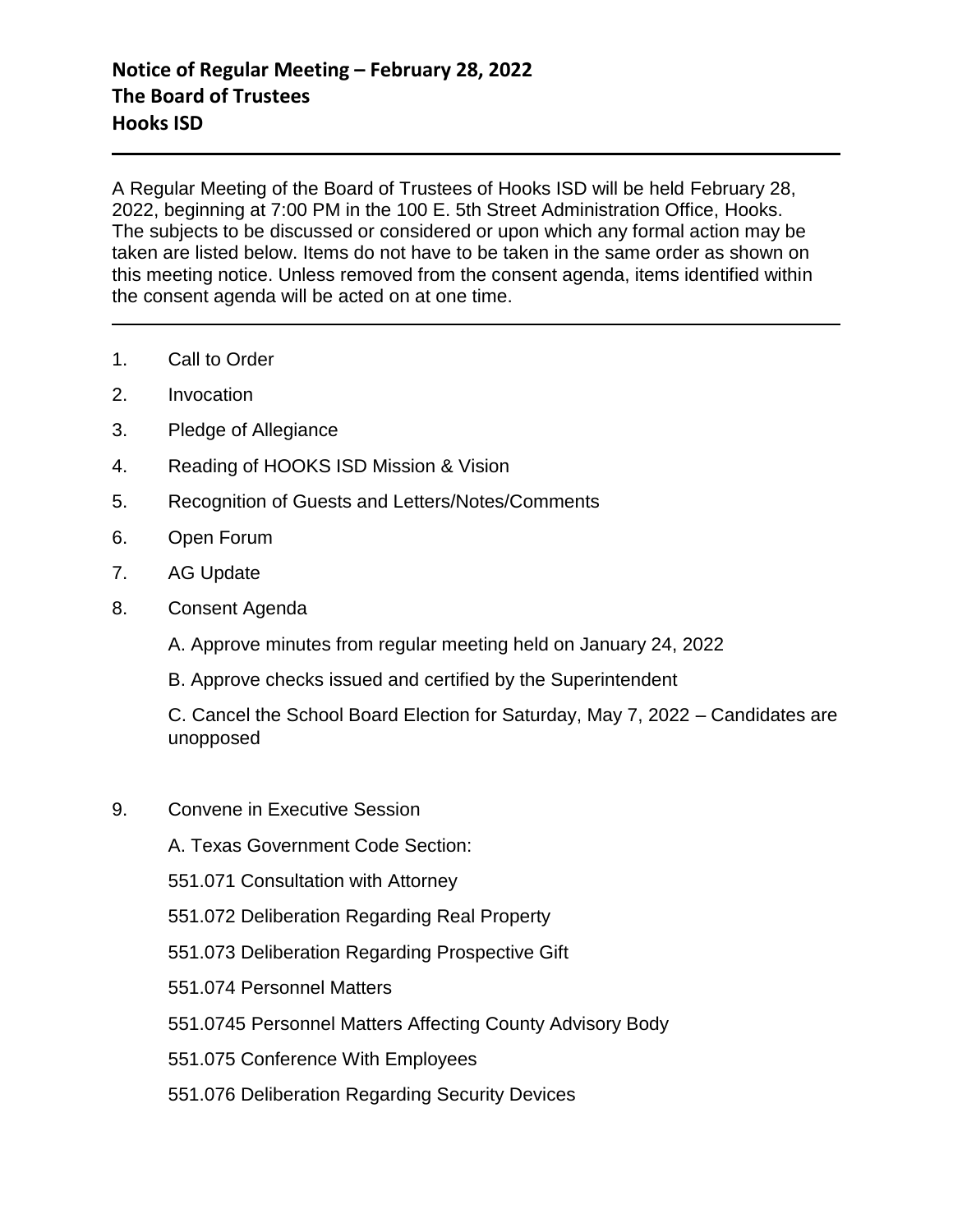**Notice of Regular Meeting – February 28, 2022**
**The Board of Trustees**
**Hooks ISD**

---

A Regular Meeting of the Board of Trustees of Hooks ISD will be held February 28, 2022, beginning at 7:00 PM in the 100 E. 5th Street Administration Office, Hooks. The subjects to be discussed or considered or upon which any formal action may be taken are listed below. Items do not have to be taken in the same order as shown on this meeting notice. Unless removed from the consent agenda, items identified within the consent agenda will be acted on at one time.

---

1. Call to Order
2. Invocation
3. Pledge of Allegiance
4. Reading of HOOKS ISD Mission & Vision
5. Recognition of Guests and Letters/Notes/Comments
6. Open Forum
7. AG Update
8. Consent Agenda

   A. Approve minutes from regular meeting held on January 24, 2022

   B. Approve checks issued and certified by the Superintendent

   C. Cancel the School Board Election for Saturday, May 7, 2022 – Candidates are unopposed

9. Convene in Executive Session

   A. Texas Government Code Section:

   551.071 Consultation with Attorney

   551.072 Deliberation Regarding Real Property

   551.073 Deliberation Regarding Prospective Gift

   551.074 Personnel Matters

   551.0745 Personnel Matters Affecting County Advisory Body

   551.075 Conference With Employees

   551.076 Deliberation Regarding Security Devices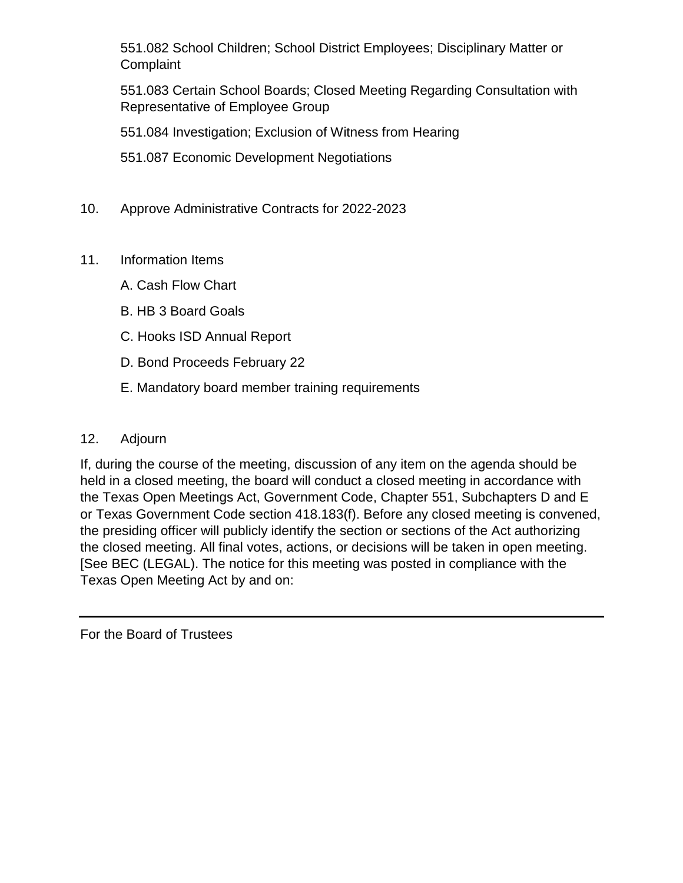551.082 School Children; School District Employees; Disciplinary Matter or Complaint

551.083 Certain School Boards; Closed Meeting Regarding Consultation with Representative of Employee Group

551.084 Investigation; Exclusion of Witness from Hearing

551.087 Economic Development Negotiations

10. Approve Administrative Contracts for 2022-2023

11. Information Items

    A. Cash Flow Chart

    B. HB 3 Board Goals

    C. Hooks ISD Annual Report

    D. Bond Proceeds February 22

    E. Mandatory board member training requirements

12. Adjourn

If, during the course of the meeting, discussion of any item on the agenda should be held in a closed meeting, the board will conduct a closed meeting in accordance with the Texas Open Meetings Act, Government Code, Chapter 551, Subchapters D and E or Texas Government Code section 418.183(f). Before any closed meeting is convened, the presiding officer will publicly identify the section or sections of the Act authorizing the closed meeting. All final votes, actions, or decisions will be taken in open meeting. [See BEC (LEGAL). The notice for this meeting was posted in compliance with the Texas Open Meeting Act by and on:

---

For the Board of Trustees